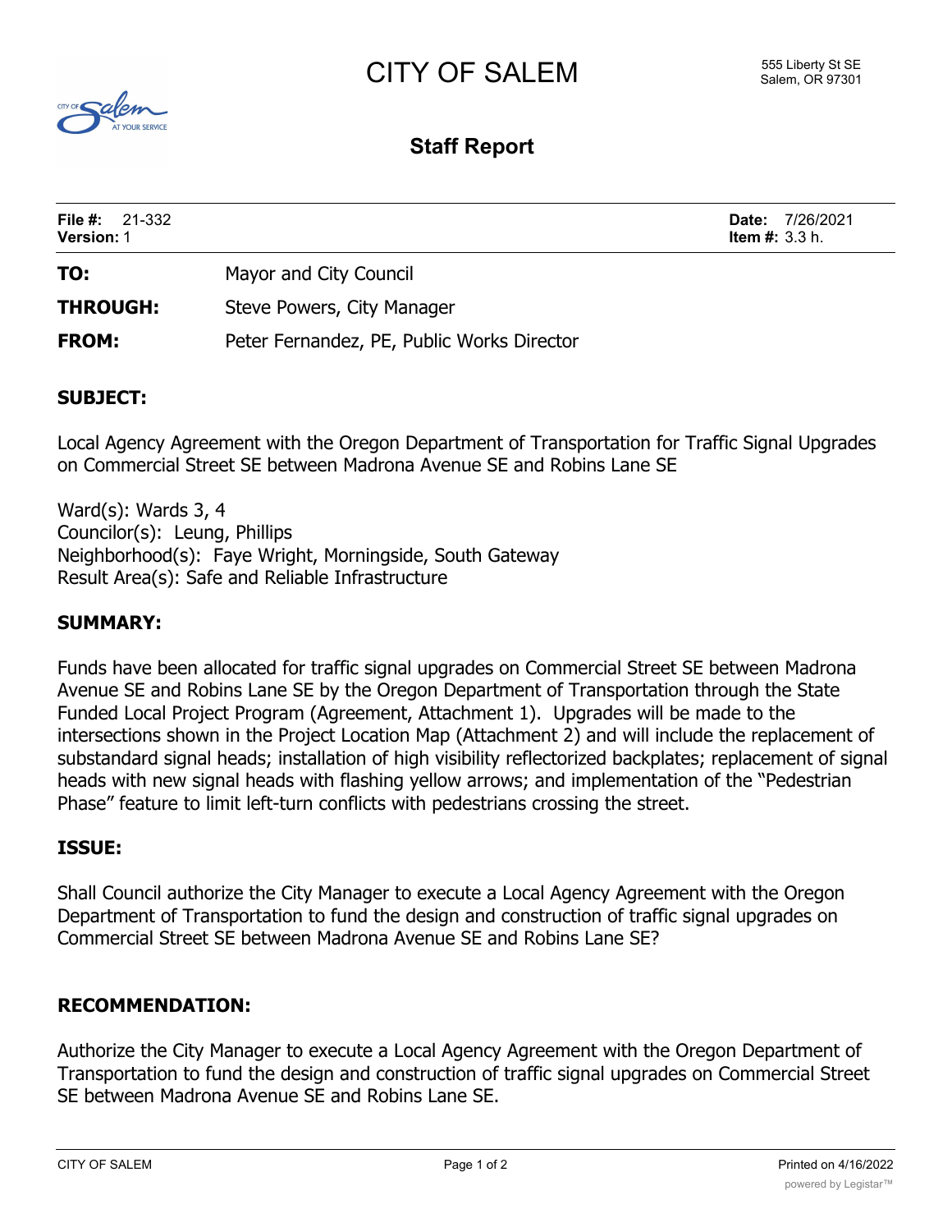# CITY OF SALEM

555 Liberty St SE
Salem, OR 97301

## Staff Report

**File #:** 21-332
**Version:** 1

**Date:** 7/26/2021
**Item #:** 3.3 h.

**TO:** Mayor and City Council

**THROUGH:** Steve Powers, City Manager

**FROM:** Peter Fernandez, PE, Public Works Director

### SUBJECT:

Local Agency Agreement with the Oregon Department of Transportation for Traffic Signal Upgrades on Commercial Street SE between Madrona Avenue SE and Robins Lane SE

Ward(s): Wards 3, 4
Councilor(s): Leung, Phillips
Neighborhood(s): Faye Wright, Morningside, South Gateway
Result Area(s): Safe and Reliable Infrastructure

### SUMMARY:

Funds have been allocated for traffic signal upgrades on Commercial Street SE between Madrona Avenue SE and Robins Lane SE by the Oregon Department of Transportation through the State Funded Local Project Program (Agreement, Attachment 1). Upgrades will be made to the intersections shown in the Project Location Map (Attachment 2) and will include the replacement of substandard signal heads; installation of high visibility reflectorized backplates; replacement of signal heads with new signal heads with flashing yellow arrows; and implementation of the "Pedestrian Phase" feature to limit left-turn conflicts with pedestrians crossing the street.

### ISSUE:

Shall Council authorize the City Manager to execute a Local Agency Agreement with the Oregon Department of Transportation to fund the design and construction of traffic signal upgrades on Commercial Street SE between Madrona Avenue SE and Robins Lane SE?

### RECOMMENDATION:

Authorize the City Manager to execute a Local Agency Agreement with the Oregon Department of Transportation to fund the design and construction of traffic signal upgrades on Commercial Street SE between Madrona Avenue SE and Robins Lane SE.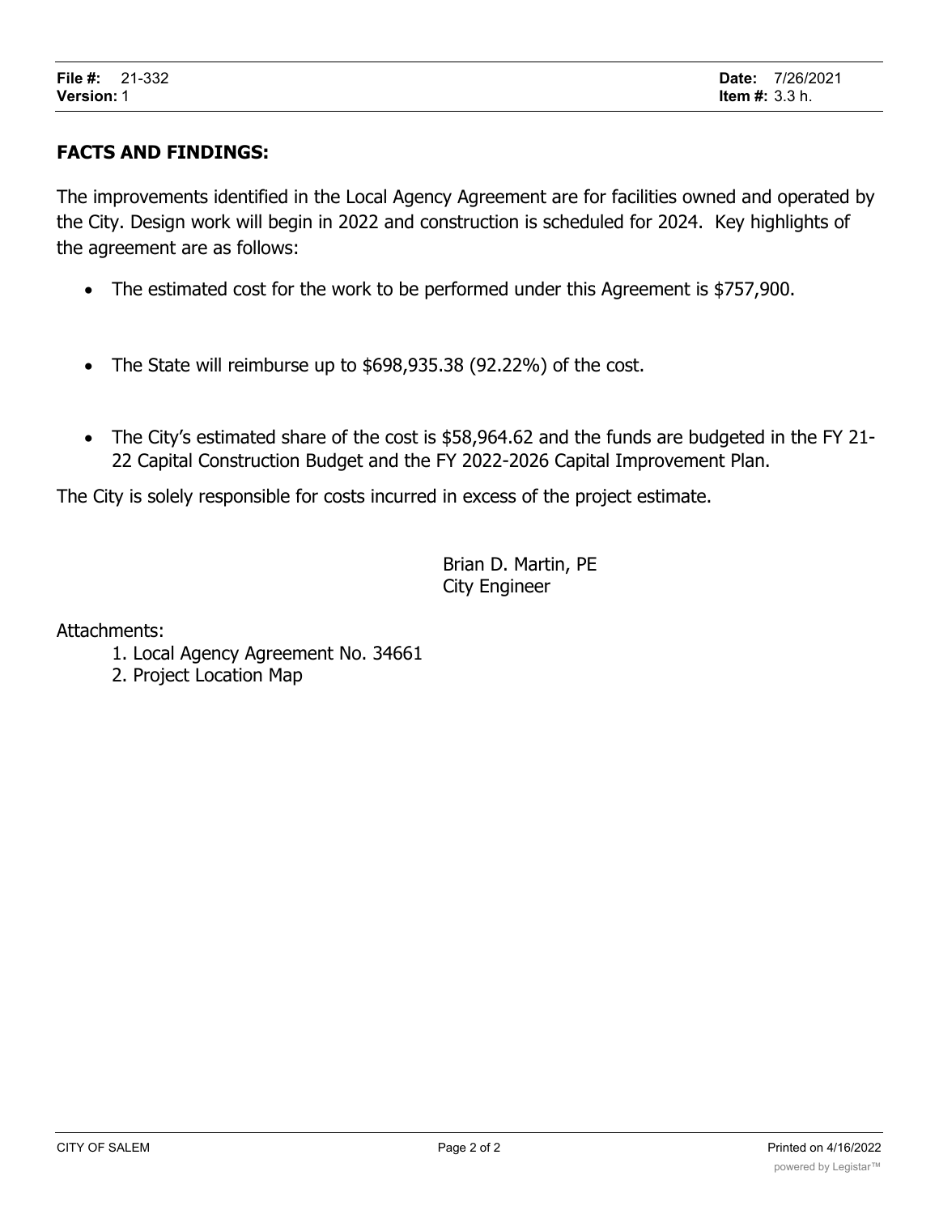## FACTS AND FINDINGS:

The improvements identified in the Local Agency Agreement are for facilities owned and operated by the City. Design work will begin in 2022 and construction is scheduled for 2024. Key highlights of the agreement are as follows:

- The estimated cost for the work to be performed under this Agreement is $757,900.
- The State will reimburse up to $698,935.38 (92.22%) of the cost.
- The City's estimated share of the cost is $58,964.62 and the funds are budgeted in the FY 21-22 Capital Construction Budget and the FY 2022-2026 Capital Improvement Plan.

The City is solely responsible for costs incurred in excess of the project estimate.

Brian D. Martin, PE
City Engineer

Attachments:

1. Local Agency Agreement No. 34661
2. Project Location Map